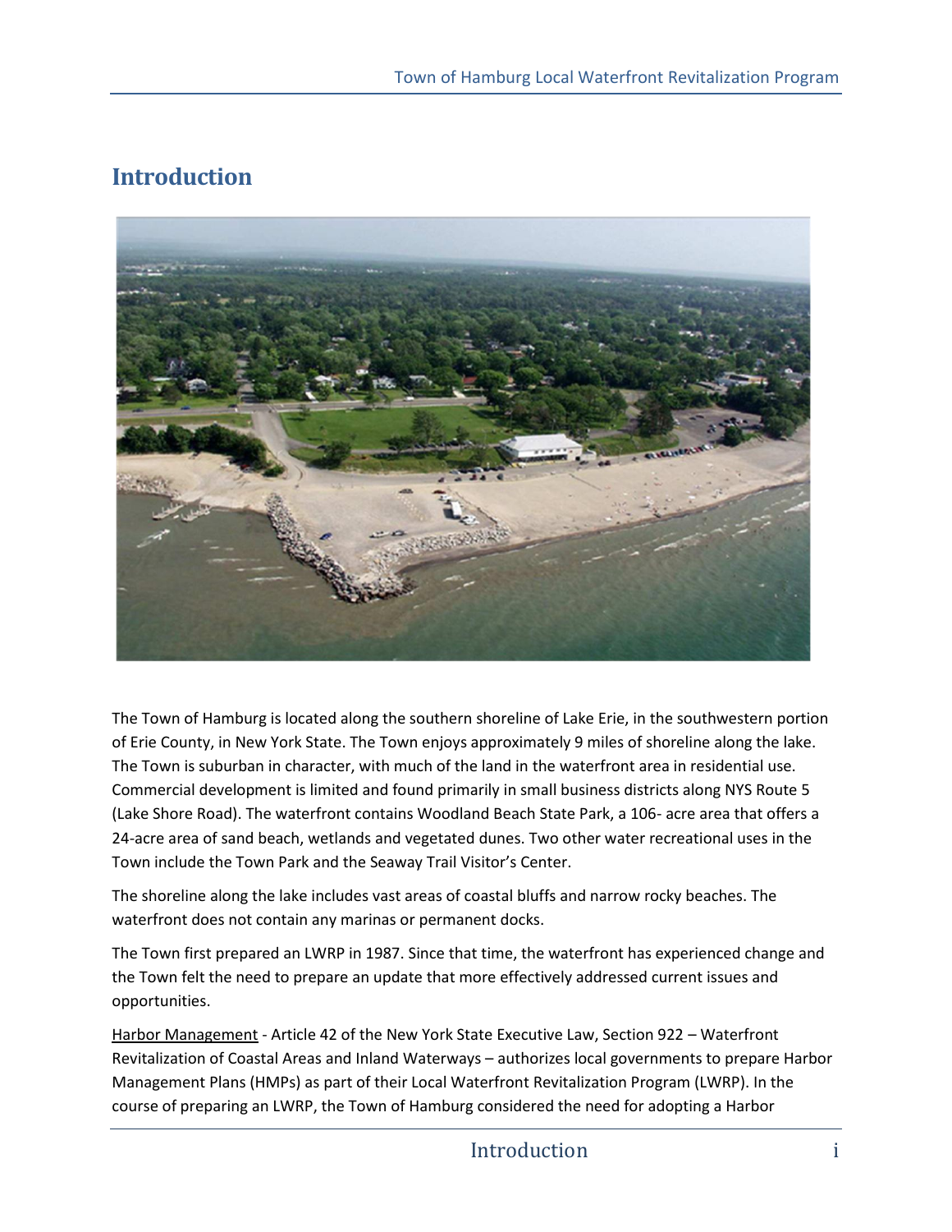# Introduction

The Town of Hamburg is located along the southern shoreline of Lake Erie, in the southwestern portion of Erie County, in New York State. The Town enjoys approximately 9 miles of shoreline along the lake. The Town is suburban in character, with much of the land in the waterfront area in residential use. Commercial development is limited and found primarily in small business districts along NYS Route 5 (Lake Shore Road). The waterfront contains Woodland Beach State Park, a 106- acre area that offers a 24-acre area of sand beach, wetlands and vegetated dunes. Two other water recreational uses in the Town include the Town Park and the Seaway Trail Visitor's Center.

The shoreline along the lake includes vast areas of coastal bluffs and narrow rocky beaches. The waterfront does not contain any marinas or permanent docks.

The Town first prepared an LWRP in 1987. Since that time, the waterfront has experienced change and the Town felt the need to prepare an update that more effectively addressed current issues and opportunities.

Harbor Management - Article 42 of the New York State Executive Law, Section 922 – Waterfront Revitalization of Coastal Areas and Inland Waterways – authorizes local governments to prepare Harbor Management Plans (HMPs) as part of their Local Waterfront Revitalization Program (LWRP). In the course of preparing an LWRP, the Town of Hamburg considered the need for adopting a Harbor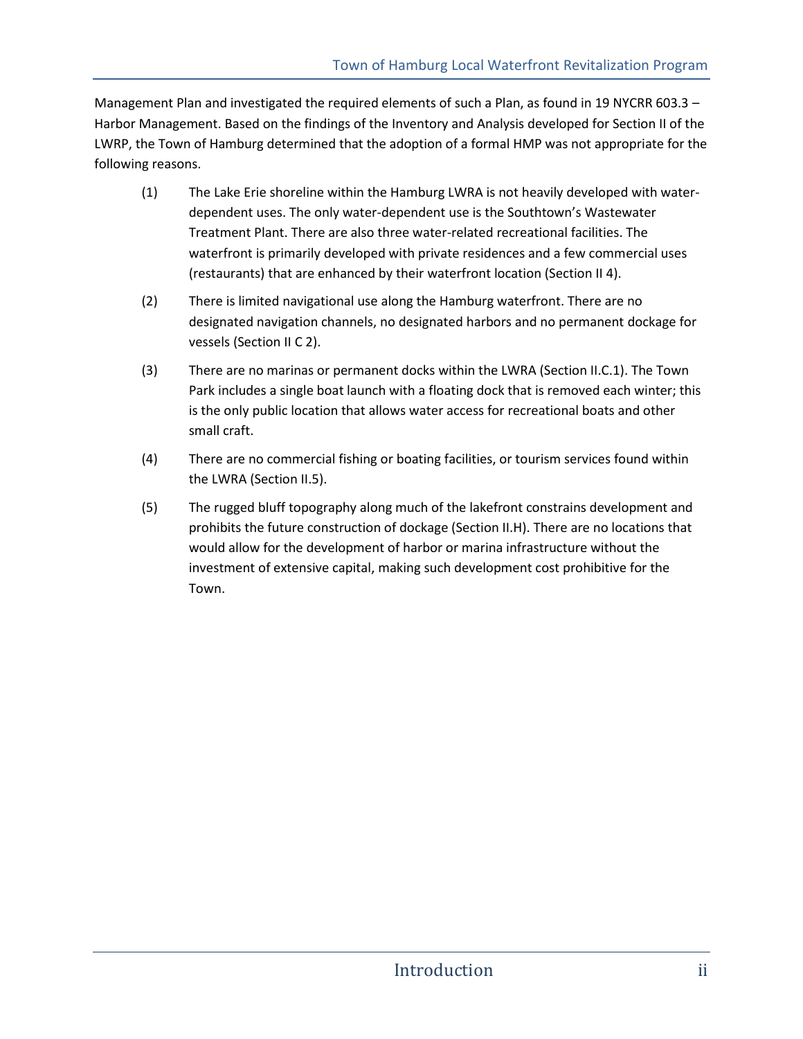Management Plan and investigated the required elements of such a Plan, as found in 19 NYCRR 603.3 – Harbor Management. Based on the findings of the Inventory and Analysis developed for Section II of the LWRP, the Town of Hamburg determined that the adoption of a formal HMP was not appropriate for the following reasons.

(1) The Lake Erie shoreline within the Hamburg LWRA is not heavily developed with water-dependent uses. The only water-dependent use is the Southtown's Wastewater Treatment Plant. There are also three water-related recreational facilities. The waterfront is primarily developed with private residences and a few commercial uses (restaurants) that are enhanced by their waterfront location (Section II 4).

(2) There is limited navigational use along the Hamburg waterfront. There are no designated navigation channels, no designated harbors and no permanent dockage for vessels (Section II C 2).

(3) There are no marinas or permanent docks within the LWRA (Section II.C.1). The Town Park includes a single boat launch with a floating dock that is removed each winter; this is the only public location that allows water access for recreational boats and other small craft.

(4) There are no commercial fishing or boating facilities, or tourism services found within the LWRA (Section II.5).

(5) The rugged bluff topography along much of the lakefront constrains development and prohibits the future construction of dockage (Section II.H). There are no locations that would allow for the development of harbor or marina infrastructure without the investment of extensive capital, making such development cost prohibitive for the Town.